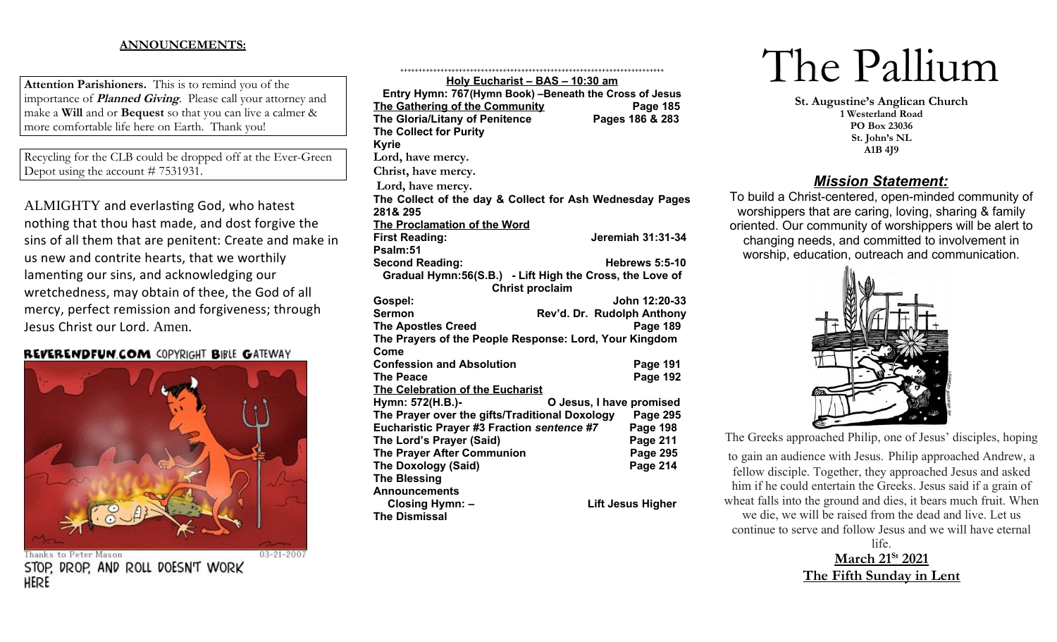**ANNOUNCEMENTS:**

**Attention Parishioners.** This is to remind you of the importance of ***Planned Giving***. Please call your attorney and make a **Will** and or **Bequest** so that you can live a calmer & more comfortable life here on Earth. Thank you!

Recycling for the CLB could be dropped off at the Ever-Green Depot using the account # 7531931.

ALMIGHTY and everlasting God, who hatest nothing that thou hast made, and dost forgive the sins of all them that are penitent: Create and make in us new and contrite hearts, that we worthily lamenting our sins, and acknowledging our wretchedness, may obtain of thee, the God of all mercy, perfect remission and forgiveness; through Jesus Christ our Lord. Amen.

REVERENDFUN.COM COPYRIGHT BIBLE GATEWAY

Thanks to Peter Mason 03-21-2007

STOP, DROP, AND ROLL DOESN'T WORK HERE

++++++++++++++++++++++++++++++++++++++++++++++++++++++++++++++++++++++++++

**Holy Eucharist – BAS – 10:30 am**

**Entry Hymn: 767(Hymn Book) –Beneath the Cross of Jesus**

**The Gathering of the Community** — **Page 185**

**The Gloria/Litany of Penitence** — **Pages 186 & 283**

**The Collect for Purity**

**Kyrie**

**Lord, have mercy.**

**Christ, have mercy.**

**Lord, have mercy.**

**The Collect of the day & Collect for Ash Wednesday Pages 281& 295**

**The Proclamation of the Word**

**First Reading:** — **Jeremiah 31:31-34**

**Psalm:51**

**Second Reading:** — **Hebrews 5:5-10**

**Gradual Hymn:56(S.B.) - Lift High the Cross, the Love of Christ proclaim**

**Gospel:** — **John 12:20-33**

**Sermon** — **Rev'd. Dr. Rudolph Anthony**

**The Apostles Creed** — **Page 189**

**The Prayers of the People Response: Lord, Your Kingdom Come**

**Confession and Absolution** — **Page 191**

**The Peace** — **Page 192**

**The Celebration of the Eucharist**

**Hymn: 572(H.B.)-** — **O Jesus, I have promised**

**The Prayer over the gifts/Traditional Doxology** — **Page 295**

**Eucharistic Prayer #3 Fraction *sentence #7*** — **Page 198**

**The Lord's Prayer (Said)** — **Page 211**

**The Prayer After Communion** — **Page 295**

**The Doxology (Said)** — **Page 214**

**The Blessing**

**Announcements**

**Closing Hymn: –** — **Lift Jesus Higher**

**The Dismissal**

# The Pallium

**St. Augustine's Anglican Church**
**1 Westerland Road**
**PO Box 23036**
**St. John's NL**
**A1B 4J9**

## ***Mission Statement:***

To build a Christ-centered, open-minded community of worshippers that are caring, loving, sharing & family oriented. Our community of worshippers will be alert to changing needs, and committed to involvement in worship, education, outreach and communication.

The Greeks approached Philip, one of Jesus' disciples, hoping to gain an audience with Jesus. Philip approached Andrew, a fellow disciple. Together, they approached Jesus and asked him if he could entertain the Greeks. Jesus said if a grain of wheat falls into the ground and dies, it bears much fruit. When we die, we will be raised from the dead and live. Let us continue to serve and follow Jesus and we will have eternal life.

**March 21st 2021**

**The Fifth Sunday in Lent**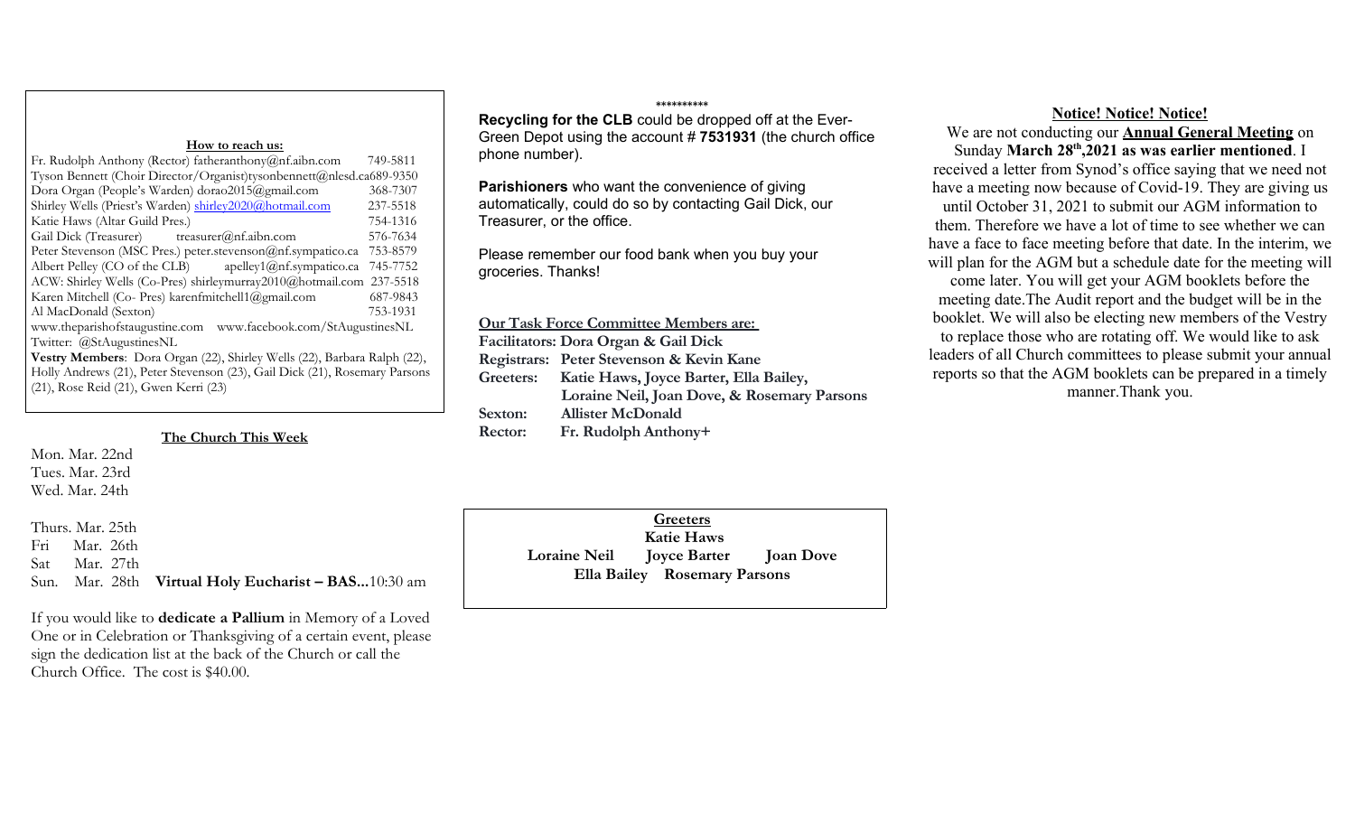### How to reach us:

Fr. Rudolph Anthony (Rector) fatheranthony@nf.aibn.com 749-5811
Tyson Bennett (Choir Director/Organist)tysonbennett@nlesd.ca689-9350
Dora Organ (People's Warden) dorao2015@gmail.com 368-7307
Shirley Wells (Priest's Warden) shirley2020@hotmail.com 237-5518
Katie Haws (Altar Guild Pres.) 754-1316
Gail Dick (Treasurer) treasurer@nf.aibn.com 576-7634
Peter Stevenson (MSC Pres.) peter.stevenson@nf.sympatico.ca 753-8579
Albert Pelley (CO of the CLB) apelley1@nf.sympatico.ca 745-7752
ACW: Shirley Wells (Co-Pres) shirleymurray2010@hotmail.com 237-5518
Karen Mitchell (Co- Pres) karenfmitchell1@gmail.com 687-9843
Al MacDonald (Sexton) 753-1931
www.theparishofstaugustine.com www.facebook.com/StAugustinesNL
Twitter: @StAugustinesNL

**Vestry Members**: Dora Organ (22), Shirley Wells (22), Barbara Ralph (22), Holly Andrews (21), Peter Stevenson (23), Gail Dick (21), Rosemary Parsons (21), Rose Reid (21), Gwen Kerri (23)

### The Church This Week

Mon. Mar. 22nd
Tues. Mar. 23rd
Wed. Mar. 24th

Thurs. Mar. 25th
Fri Mar. 26th
Sat Mar. 27th
Sun. Mar. 28th **Virtual Holy Eucharist – BAS...**10:30 am

If you would like to **dedicate a Pallium** in Memory of a Loved One or in Celebration or Thanksgiving of a certain event, please sign the dedication list at the back of the Church or call the Church Office. The cost is $40.00.

**********

**Recycling for the CLB** could be dropped off at the Ever-Green Depot using the account # **7531931** (the church office phone number).

**Parishioners** who want the convenience of giving automatically, could do so by contacting Gail Dick, our Treasurer, or the office.

Please remember our food bank when you buy your groceries. Thanks!

**Our Task Force Committee Members are:**

**Facilitators: Dora Organ & Gail Dick**
**Registrars: Peter Stevenson & Kevin Kane**
**Greeters: Katie Haws, Joyce Barter, Ella Bailey, Loraine Neil, Joan Dove, & Rosemary Parsons**
**Sexton: Allister McDonald**
**Rector: Fr. Rudolph Anthony+**

**Greeters**

**Katie Haws**
**Loraine Neil Joyce Barter Joan Dove**
**Ella Bailey Rosemary Parsons**

### Notice! Notice! Notice!

We are not conducting our **Annual General Meeting** on Sunday **March 28th,2021 as was earlier mentioned**. I received a letter from Synod's office saying that we need not have a meeting now because of Covid-19. They are giving us until October 31, 2021 to submit our AGM information to them. Therefore we have a lot of time to see whether we can have a face to face meeting before that date. In the interim, we will plan for the AGM but a schedule date for the meeting will come later. You will get your AGM booklets before the meeting date.The Audit report and the budget will be in the booklet. We will also be electing new members of the Vestry to replace those who are rotating off. We would like to ask leaders of all Church committees to please submit your annual reports so that the AGM booklets can be prepared in a timely manner.Thank you.